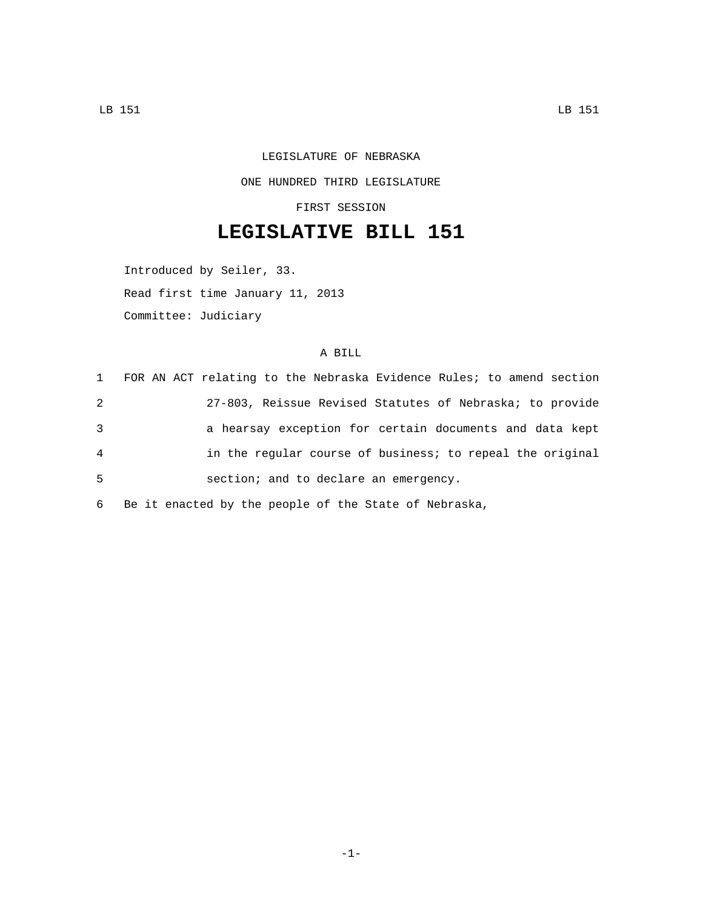LEGISLATURE OF NEBRASKA

ONE HUNDRED THIRD LEGISLATURE

FIRST SESSION

# LEGISLATIVE BILL 151

Introduced by Seiler, 33.

Read first time January 11, 2013

Committee: Judiciary

A BILL

1 FOR AN ACT relating to the Nebraska Evidence Rules; to amend section
2 27-803, Reissue Revised Statutes of Nebraska; to provide
3 a hearsay exception for certain documents and data kept
4 in the regular course of business; to repeal the original
5 section; and to declare an emergency.
6 Be it enacted by the people of the State of Nebraska,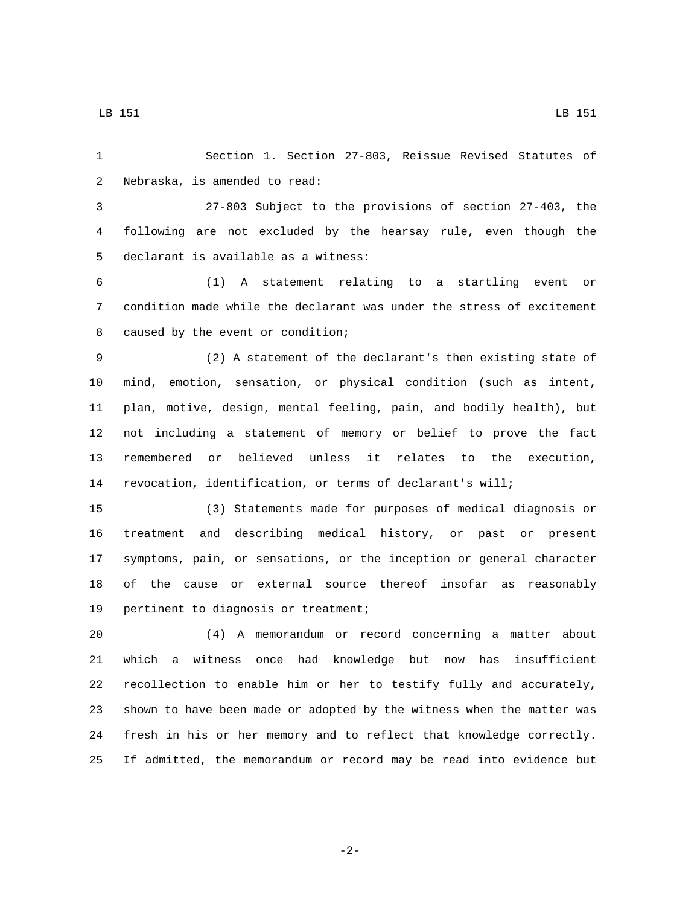Section 1. Section 27-803, Reissue Revised Statutes of Nebraska, is amended to read:

27-803 Subject to the provisions of section 27-403, the following are not excluded by the hearsay rule, even though the declarant is available as a witness:

(1) A statement relating to a startling event or condition made while the declarant was under the stress of excitement caused by the event or condition;

(2) A statement of the declarant's then existing state of mind, emotion, sensation, or physical condition (such as intent, plan, motive, design, mental feeling, pain, and bodily health), but not including a statement of memory or belief to prove the fact remembered or believed unless it relates to the execution, revocation, identification, or terms of declarant's will;

(3) Statements made for purposes of medical diagnosis or treatment and describing medical history, or past or present symptoms, pain, or sensations, or the inception or general character of the cause or external source thereof insofar as reasonably pertinent to diagnosis or treatment;

(4) A memorandum or record concerning a matter about which a witness once had knowledge but now has insufficient recollection to enable him or her to testify fully and accurately, shown to have been made or adopted by the witness when the matter was fresh in his or her memory and to reflect that knowledge correctly. If admitted, the memorandum or record may be read into evidence but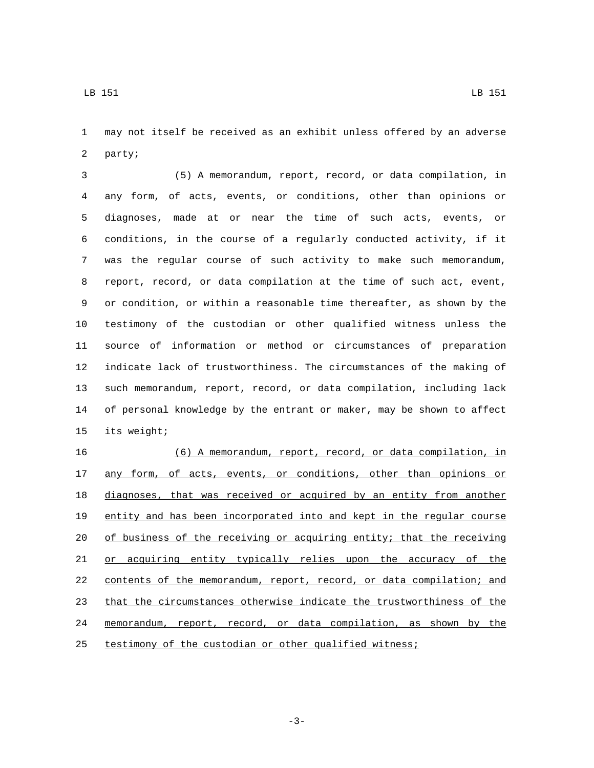may not itself be received as an exhibit unless offered by an adverse party;

(5) A memorandum, report, record, or data compilation, in any form, of acts, events, or conditions, other than opinions or diagnoses, made at or near the time of such acts, events, or conditions, in the course of a regularly conducted activity, if it was the regular course of such activity to make such memorandum, report, record, or data compilation at the time of such act, event, or condition, or within a reasonable time thereafter, as shown by the testimony of the custodian or other qualified witness unless the source of information or method or circumstances of preparation indicate lack of trustworthiness. The circumstances of the making of such memorandum, report, record, or data compilation, including lack of personal knowledge by the entrant or maker, may be shown to affect its weight;

<u>(6) A memorandum, report, record, or data compilation, in any form, of acts, events, or conditions, other than opinions or diagnoses, that was received or acquired by an entity from another entity and has been incorporated into and kept in the regular course of business of the receiving or acquiring entity; that the receiving or acquiring entity typically relies upon the accuracy of the contents of the memorandum, report, record, or data compilation; and that the circumstances otherwise indicate the trustworthiness of the memorandum, report, record, or data compilation, as shown by the testimony of the custodian or other qualified witness;</u>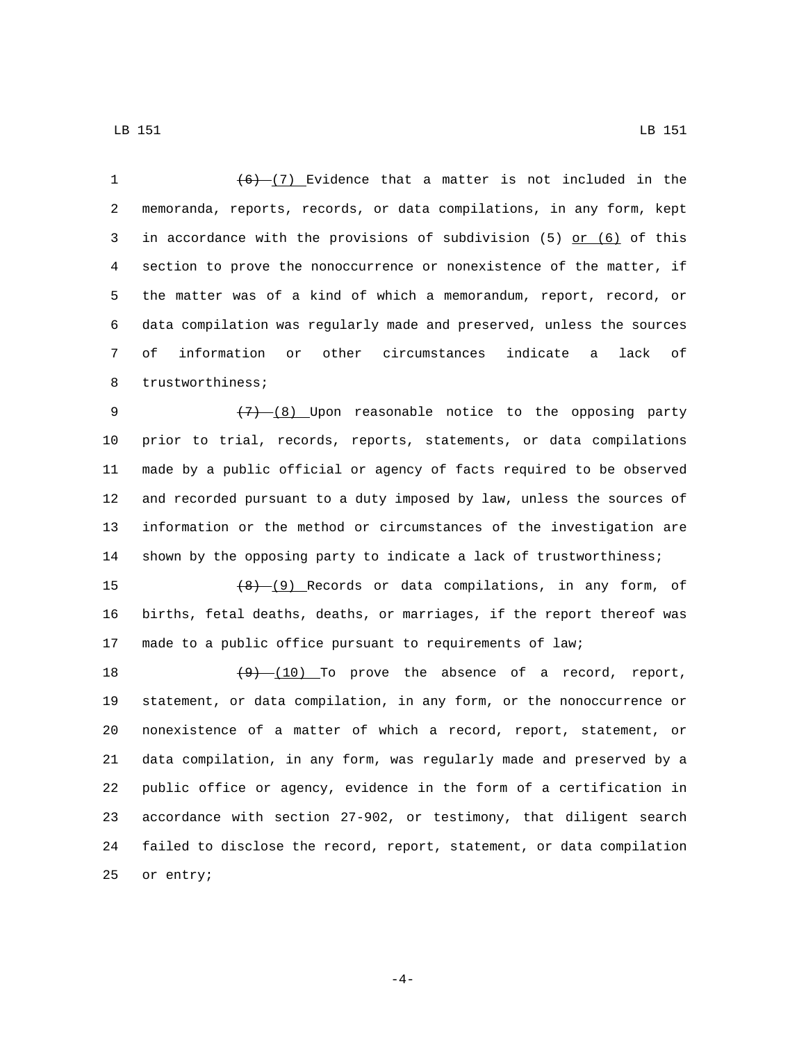~~(6)~~ (7) Evidence that a matter is not included in the memoranda, reports, records, or data compilations, in any form, kept in accordance with the provisions of subdivision (5) <u>or (6)</u> of this section to prove the nonoccurrence or nonexistence of the matter, if the matter was of a kind of which a memorandum, report, record, or data compilation was regularly made and preserved, unless the sources of information or other circumstances indicate a lack of trustworthiness;

~~(7)~~ (8) Upon reasonable notice to the opposing party prior to trial, records, reports, statements, or data compilations made by a public official or agency of facts required to be observed and recorded pursuant to a duty imposed by law, unless the sources of information or the method or circumstances of the investigation are shown by the opposing party to indicate a lack of trustworthiness;

~~(8)~~ (9) Records or data compilations, in any form, of births, fetal deaths, deaths, or marriages, if the report thereof was made to a public office pursuant to requirements of law;

~~(9)~~ (10) To prove the absence of a record, report, statement, or data compilation, in any form, or the nonoccurrence or nonexistence of a matter of which a record, report, statement, or data compilation, in any form, was regularly made and preserved by a public office or agency, evidence in the form of a certification in accordance with section 27-902, or testimony, that diligent search failed to disclose the record, report, statement, or data compilation or entry;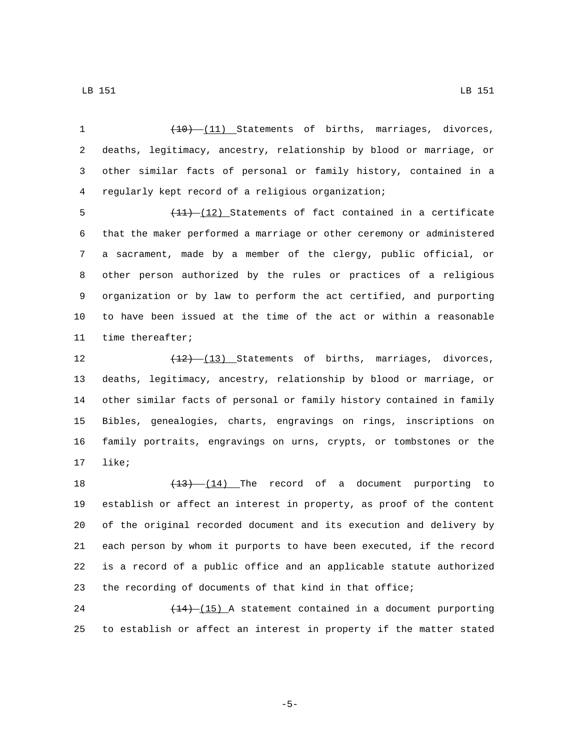~~(10)~~ (11) Statements of births, marriages, divorces, deaths, legitimacy, ancestry, relationship by blood or marriage, or other similar facts of personal or family history, contained in a regularly kept record of a religious organization;

~~(11)~~ (12) Statements of fact contained in a certificate that the maker performed a marriage or other ceremony or administered a sacrament, made by a member of the clergy, public official, or other person authorized by the rules or practices of a religious organization or by law to perform the act certified, and purporting to have been issued at the time of the act or within a reasonable time thereafter;

~~(12)~~ (13) Statements of births, marriages, divorces, deaths, legitimacy, ancestry, relationship by blood or marriage, or other similar facts of personal or family history contained in family Bibles, genealogies, charts, engravings on rings, inscriptions on family portraits, engravings on urns, crypts, or tombstones or the like;

~~(13)~~ (14) The record of a document purporting to establish or affect an interest in property, as proof of the content of the original recorded document and its execution and delivery by each person by whom it purports to have been executed, if the record is a record of a public office and an applicable statute authorized the recording of documents of that kind in that office;

~~(14)~~ (15) A statement contained in a document purporting to establish or affect an interest in property if the matter stated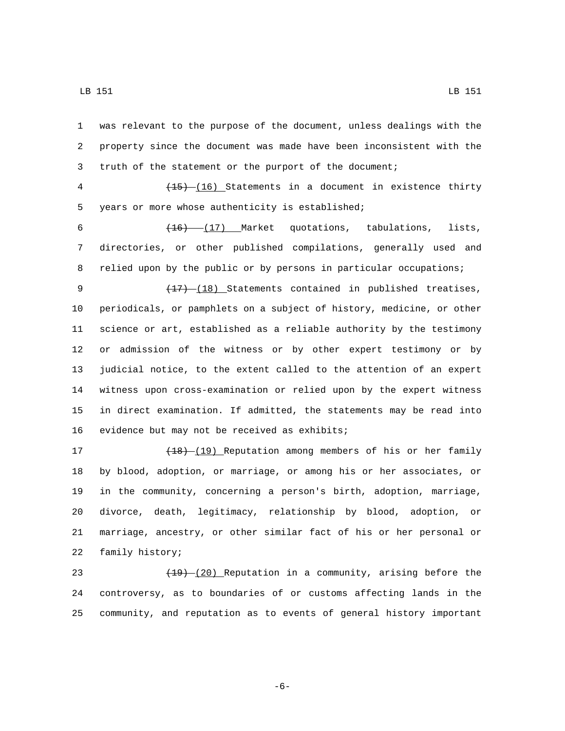was relevant to the purpose of the document, unless dealings with the property since the document was made have been inconsistent with the truth of the statement or the purport of the document;

~~(15)~~ (16) Statements in a document in existence thirty years or more whose authenticity is established;

~~(16)~~ (17) Market quotations, tabulations, lists, directories, or other published compilations, generally used and relied upon by the public or by persons in particular occupations;

~~(17)~~ (18) Statements contained in published treatises, periodicals, or pamphlets on a subject of history, medicine, or other science or art, established as a reliable authority by the testimony or admission of the witness or by other expert testimony or by judicial notice, to the extent called to the attention of an expert witness upon cross-examination or relied upon by the expert witness in direct examination. If admitted, the statements may be read into evidence but may not be received as exhibits;

~~(18)~~ (19) Reputation among members of his or her family by blood, adoption, or marriage, or among his or her associates, or in the community, concerning a person's birth, adoption, marriage, divorce, death, legitimacy, relationship by blood, adoption, or marriage, ancestry, or other similar fact of his or her personal or family history;

~~(19)~~ (20) Reputation in a community, arising before the controversy, as to boundaries of or customs affecting lands in the community, and reputation as to events of general history important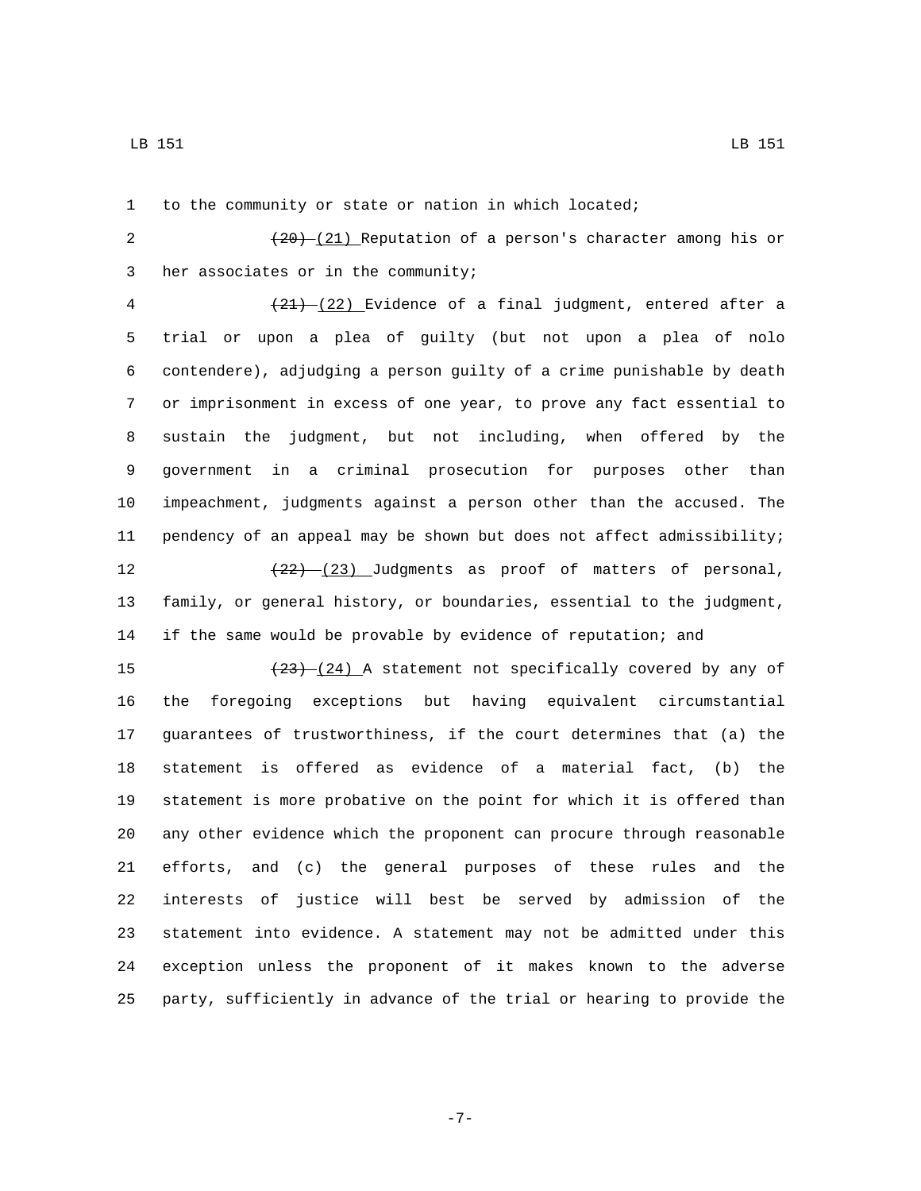to the community or state or nation in which located;

~~(20)~~ (21) Reputation of a person's character among his or her associates or in the community;

~~(21)~~ (22) Evidence of a final judgment, entered after a trial or upon a plea of guilty (but not upon a plea of nolo contendere), adjudging a person guilty of a crime punishable by death or imprisonment in excess of one year, to prove any fact essential to sustain the judgment, but not including, when offered by the government in a criminal prosecution for purposes other than impeachment, judgments against a person other than the accused. The pendency of an appeal may be shown but does not affect admissibility;

~~(22)~~ (23) Judgments as proof of matters of personal, family, or general history, or boundaries, essential to the judgment, if the same would be provable by evidence of reputation; and

~~(23)~~ (24) A statement not specifically covered by any of the foregoing exceptions but having equivalent circumstantial guarantees of trustworthiness, if the court determines that (a) the statement is offered as evidence of a material fact, (b) the statement is more probative on the point for which it is offered than any other evidence which the proponent can procure through reasonable efforts, and (c) the general purposes of these rules and the interests of justice will best be served by admission of the statement into evidence. A statement may not be admitted under this exception unless the proponent of it makes known to the adverse party, sufficiently in advance of the trial or hearing to provide the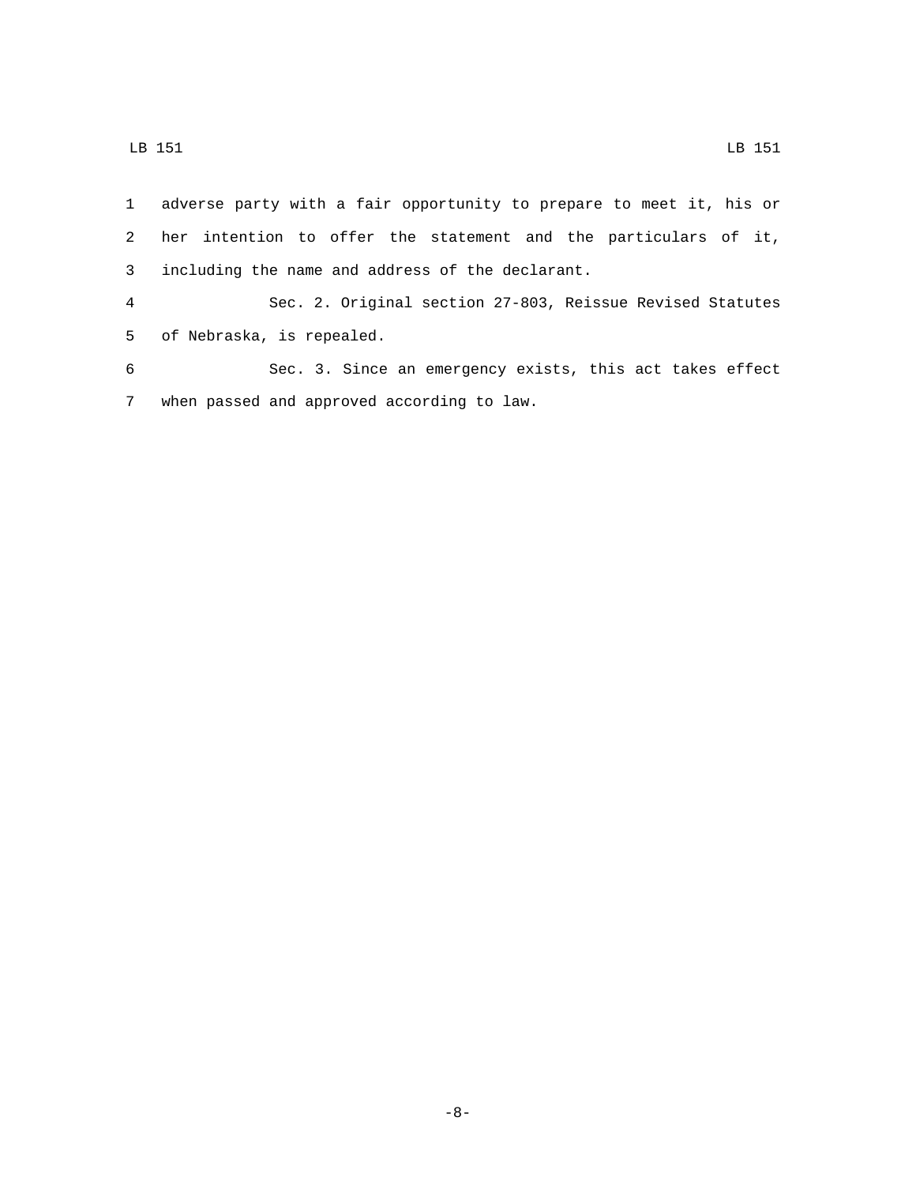adverse party with a fair opportunity to prepare to meet it, his or her intention to offer the statement and the particulars of it, including the name and address of the declarant.

Sec. 2. Original section 27-803, Reissue Revised Statutes of Nebraska, is repealed.

Sec. 3. Since an emergency exists, this act takes effect when passed and approved according to law.